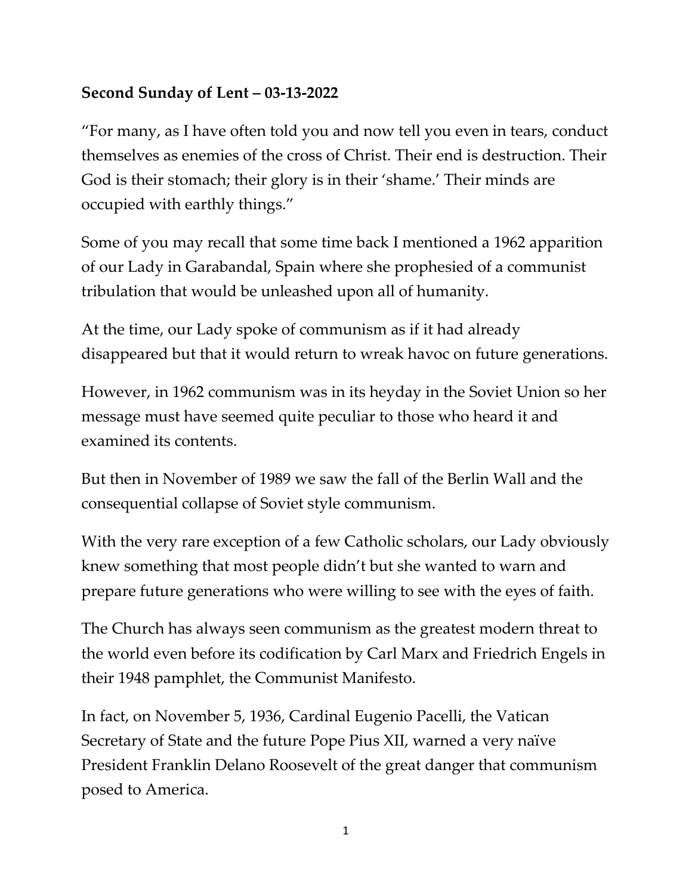**Second Sunday of Lent – 03-13-2022**

"For many, as I have often told you and now tell you even in tears, conduct themselves as enemies of the cross of Christ. Their end is destruction. Their God is their stomach; their glory is in their 'shame.' Their minds are occupied with earthly things."

Some of you may recall that some time back I mentioned a 1962 apparition of our Lady in Garabandal, Spain where she prophesied of a communist tribulation that would be unleashed upon all of humanity.

At the time, our Lady spoke of communism as if it had already disappeared but that it would return to wreak havoc on future generations.

However, in 1962 communism was in its heyday in the Soviet Union so her message must have seemed quite peculiar to those who heard it and examined its contents.

But then in November of 1989 we saw the fall of the Berlin Wall and the consequential collapse of Soviet style communism.

With the very rare exception of a few Catholic scholars, our Lady obviously knew something that most people didn't but she wanted to warn and prepare future generations who were willing to see with the eyes of faith.

The Church has always seen communism as the greatest modern threat to the world even before its codification by Carl Marx and Friedrich Engels in their 1948 pamphlet, the Communist Manifesto.

In fact, on November 5, 1936, Cardinal Eugenio Pacelli, the Vatican Secretary of State and the future Pope Pius XII, warned a very naïve President Franklin Delano Roosevelt of the great danger that communism posed to America.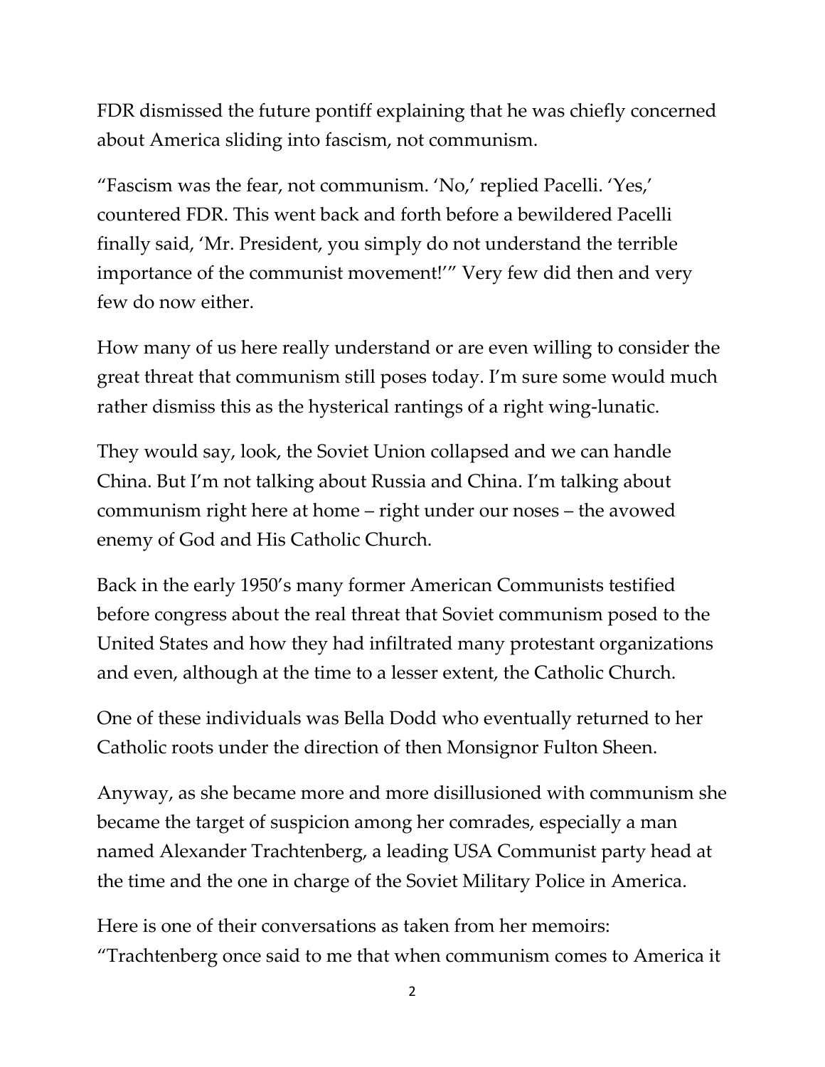FDR dismissed the future pontiff explaining that he was chiefly concerned about America sliding into fascism, not communism.

"Fascism was the fear, not communism. 'No,' replied Pacelli. 'Yes,' countered FDR. This went back and forth before a bewildered Pacelli finally said, 'Mr. President, you simply do not understand the terrible importance of the communist movement!'" Very few did then and very few do now either.

How many of us here really understand or are even willing to consider the great threat that communism still poses today. I'm sure some would much rather dismiss this as the hysterical rantings of a right wing-lunatic.

They would say, look, the Soviet Union collapsed and we can handle China. But I'm not talking about Russia and China. I'm talking about communism right here at home – right under our noses – the avowed enemy of God and His Catholic Church.

Back in the early 1950's many former American Communists testified before congress about the real threat that Soviet communism posed to the United States and how they had infiltrated many protestant organizations and even, although at the time to a lesser extent, the Catholic Church.

One of these individuals was Bella Dodd who eventually returned to her Catholic roots under the direction of then Monsignor Fulton Sheen.

Anyway, as she became more and more disillusioned with communism she became the target of suspicion among her comrades, especially a man named Alexander Trachtenberg, a leading USA Communist party head at the time and the one in charge of the Soviet Military Police in America.

Here is one of their conversations as taken from her memoirs: "Trachtenberg once said to me that when communism comes to America it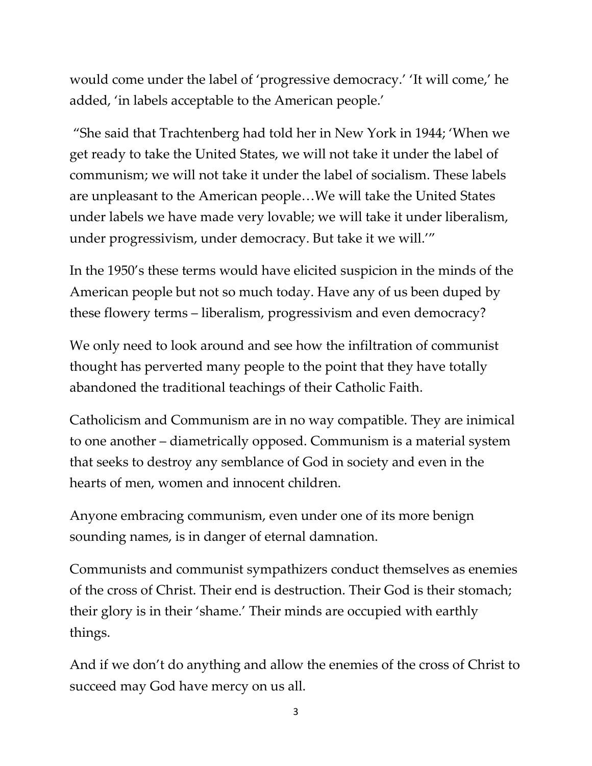would come under the label of 'progressive democracy.' 'It will come,' he added, 'in labels acceptable to the American people.'

"She said that Trachtenberg had told her in New York in 1944; 'When we get ready to take the United States, we will not take it under the label of communism; we will not take it under the label of socialism. These labels are unpleasant to the American people…We will take the United States under labels we have made very lovable; we will take it under liberalism, under progressivism, under democracy. But take it we will.'"

In the 1950's these terms would have elicited suspicion in the minds of the American people but not so much today. Have any of us been duped by these flowery terms – liberalism, progressivism and even democracy?

We only need to look around and see how the infiltration of communist thought has perverted many people to the point that they have totally abandoned the traditional teachings of their Catholic Faith.

Catholicism and Communism are in no way compatible. They are inimical to one another – diametrically opposed. Communism is a material system that seeks to destroy any semblance of God in society and even in the hearts of men, women and innocent children.

Anyone embracing communism, even under one of its more benign sounding names, is in danger of eternal damnation.

Communists and communist sympathizers conduct themselves as enemies of the cross of Christ. Their end is destruction. Their God is their stomach; their glory is in their 'shame.' Their minds are occupied with earthly things.

And if we don't do anything and allow the enemies of the cross of Christ to succeed may God have mercy on us all.